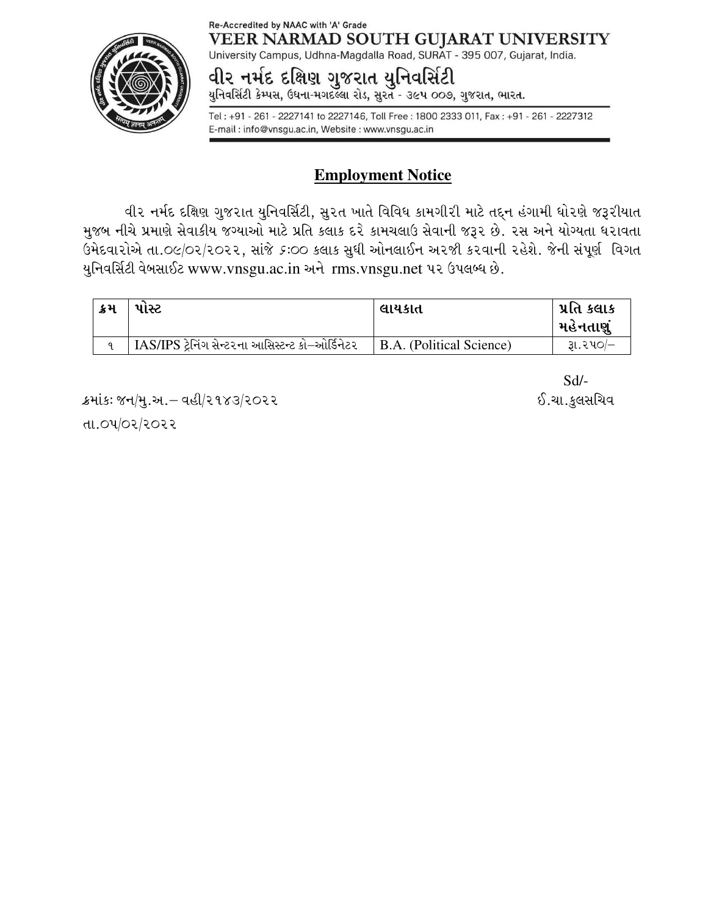Re-Accredited by NAAC with 'A' Grade

**VEER NARMAD SOUTH GUJARAT UNIVERSITY**

University Campus, Udhna-Magdalla Road, SURAT - 395 007, Gujarat, India.

**વીર નર્મદ દક્ષિણ ગુજરાત યુનિવર્સિટી**

યુનિવર્સિટી કેમ્પસ, ઉધના-મગદલ્લા રોડ, સુરત - ૩૯૫ ૦૦૭, ગુજરાત, ભારત.

Tel : +91 - 261 - 2227141 to 2227146, Toll Free : 1800 2333 011, Fax : +91 - 261 - 2227312
E-mail : info@vnsgu.ac.in, Website : www.vnsgu.ac.in

## Employment Notice

વીર નર્મદ દક્ષિણ ગુજરાત યુનિવર્સિટી, સુરત ખાતે વિવિધ કામગીરી માટે તદ્દન હંગામી ધોરણે જરૂરીયાત મુજબ નીચે પ્રમાણે સેવાકીય જગ્યાઓ માટે પ્રતિ કલાક દરે કામચલાઉ સેવાની જરૂર છે. રસ અને યોગ્યતા ધરાવતા ઉમેદવારોએ તા.૦૯/૦૨/૨૦૨૨, સાંજે ૬:૦૦ કલાક સુધી ઓનલાઈન અરજી કરવાની રહેશે. જેની સંપૂર્ણ વિગત યુનિવર્સિટી વેબસાઈટ www.vnsgu.ac.in અને rms.vnsgu.net પર ઉપલબ્ધ છે.

| ક્રમ | પોસ્ટ | લાયકાત | પ્રતિ કલાક મહેનતાણું |
|---|---|---|---|
| ૧ | IAS/IPS ટ્રેનિંગ સેન્ટરના આસિસ્ટન્ટ કો–ઓર્ડિનેટર | B.A. (Political Science) | રૂા.૨૫૦/– |

Sd/-

ઈ.ચા.કુલસચિવ

ક્રમાંકઃ જન/મુ.અ.– વહી/૨૧૪૩/૨૦૨૨

તા.૦૫/૦૨/૨૦૨૨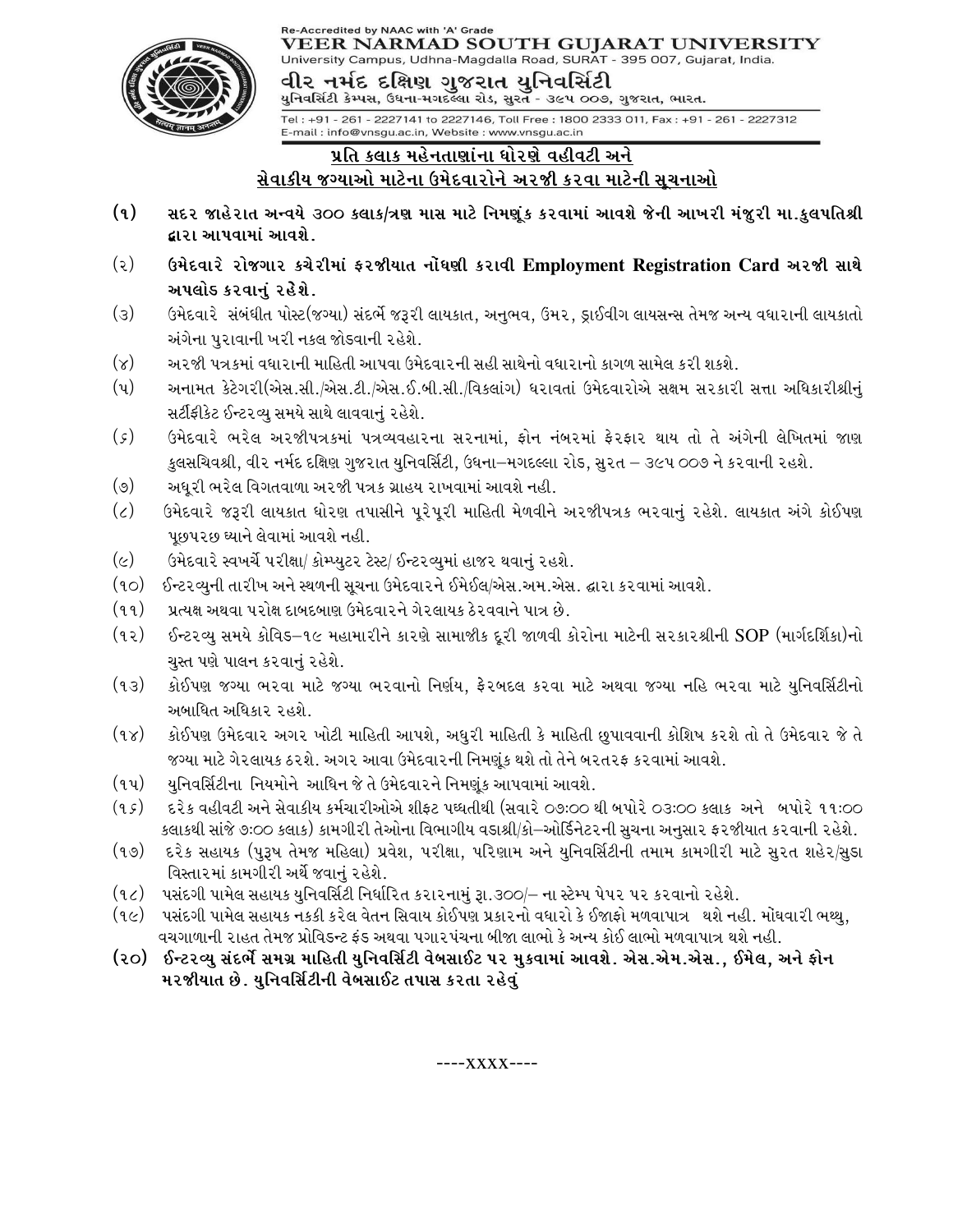Re-Accredited by NAAC with 'A' Grade

**VEER NARMAD SOUTH GUJARAT UNIVERSITY**

University Campus, Udhna-Magdalla Road, SURAT - 395 007, Gujarat, India.

**વીર નર્મદ દક્ષિણ ગુજરાત યુનિવર્સિટી**

યુનિવર્સિટી કેમ્પસ, ઉધના-મગદલ્લા રોડ, સુરત - ૩૯૫ ૦૦૭, ગુજરાત, ભારત.

Tel : +91 - 261 - 2227141 to 2227146, Toll Free : 1800 2333 011, Fax : +91 - 261 - 2227312
E-mail : info@vnsgu.ac.in, Website : www.vnsgu.ac.in

## <u>પ્રતિ કલાક મહેનતાણાંના ધોરણે વહીવટી અને સેવાકીય જગ્યાઓ માટેના ઉમેદવારોને અરજી કરવા માટેની સૂચનાઓ</u>

**(૧) સદર જાહેરાત અન્વયે ૩૦૦ કલાક/ત્રણ માસ માટે નિમણૂંક કરવામાં આવશે જેની આખરી મંજુરી મા.કુલપતિશ્રી દ્વારા આપવામાં આવશે.**

(૨) **ઉમેદવારે રોજગાર કચેરીમાં ફરજીયાત નોંધણી કરાવી Employment Registration Card અરજી સાથે અપલોડ કરવાનું રહેશે.**

(૩) ઉમેદવારે સંબંધીત પોસ્ટ(જગ્યા) સંદર્ભે જરૂરી લાયકાત, અનુભવ, ઉંમર, ડ્રાઈવીગ લાયસન્સ તેમજ અન્ય વધારાની લાયકાતો અંગેના પુરાવાની ખરી નકલ જોડવાની રહેશે.

(૪) અરજી પત્રકમાં વધારાની માહિતી આપવા ઉમેદવારની સહી સાથેનો વધારાનો કાગળ સામેલ કરી શકશે.

(૫) અનામત કેટેગરી(એસ.સી./એસ.ટી./એસ.ઈ.બી.સી./વિકલાંગ) ધરાવતાં ઉમેદવારોએ સક્ષમ સરકારી સત્તા અધિકારીશ્રીનું સર્ટીફીકેટ ઈન્ટરવ્યુ સમયે સાથે લાવવાનું રહેશે.

(૬) ઉમેદવારે ભરેલ અરજીપત્રકમાં પત્રવ્યવહારના સરનામાં, ફોન નંબરમાં ફેરફાર થાય તો તે અંગેની લેખિતમાં જાણ કુલસચિવશ્રી, વીર નર્મદ દક્ષિણ ગુજરાત યુનિવર્સિટી, ઉધના–મગદલ્લા રોડ, સુરત – ૩૯૫ ૦૦૭ ને કરવાની રહશે.

(૭) અધૂરી ભરેલ વિગતવાળા અરજી પત્રક ગ્રાહય રાખવામાં આવશે નહી.

(૮) ઉમેદવારે જરૂરી લાયકાત ધોરણ તપાસીને પૂરેપૂરી માહિતી મેળવીને અરજીપત્રક ભરવાનું રહેશે. લાયકાત અંગે કોઈપણ પૂછપરછ ધ્યાને લેવામાં આવશે નહી.

(૯) ઉમેદવારે સ્વખર્ચે પરીક્ષા/ કોમ્પ્યુટર ટેસ્ટ/ ઈન્ટરવ્યુમાં હાજર થવાનું રહશે.

(૧૦) ઈન્ટરવ્યુની તારીખ અને સ્થળની સૂચના ઉમેદવારને ઈમેઈલ/એસ.અમ.એસ. દ્વારા કરવામાં આવશે.

(૧૧) પ્રત્યક્ષ અથવા પરોક્ષ દાબદબાણ ઉમેદવારને ગેરલાયક ઠેરવવાને પાત્ર છે.

(૧૨) ઈન્ટરવ્યુ સમયે કોવિડ–૧૯ મહામારીને કારણે સામાજીક દૂરી જાળવી કોરોના માટેની સરકારશ્રીની SOP (માર્ગદર્શિકા)નો ચુસ્ત પણે પાલન કરવાનું રહેશે.

(૧૩) કોઈપણ જગ્યા ભરવા માટે જગ્યા ભરવાનો નિર્ણય, ફેરબદલ કરવા માટે અથવા જગ્યા નહિ ભરવા માટે યુનિવર્સિટીનો અબાધિત અધિકાર રહશે.

(૧૪) કોઈપણ ઉમેદવાર અગર ખોટી માહિતી આપશે, અધુરી માહિતી કે માહિતી છુપાવવાની કોશિષ કરશે તો તે ઉમેદવાર જે તે જગ્યા માટે ગેરલાયક ઠરશે. અગર આવા ઉમેદવારની નિમણૂંક થશે તો તેને બરતરફ કરવામાં આવશે.

(૧૫) યુનિવર્સિટીના નિયમોને આધિન જે તે ઉમેદવારને નિમણૂંક આપવામાં આવશે.

(૧૬) દરેક વહીવટી અને સેવાકીય કર્મચારીઓએ શીફટ પધ્ધતીથી (સવારે ૦૭:૦૦ થી બપોરે ૦૩:૦૦ કલાક અને બપોરે ૧૧:૦૦ કલાકથી સાંજે ૭:૦૦ કલાક) કામગીરી તેઓના વિભાગીય વડાશ્રી/કો–ઓર્ડિનેટરની સુચના અનુસાર ફરજીયાત કરવાની રહેશે.

(૧૭) દરેક સહાયક (પુરૂષ તેમજ મહિલા) પ્રવેશ, પરીક્ષા, પરિણામ અને યુનિવર્સિટીની તમામ કામગીરી માટે સુરત શહેર/સુડા વિસ્તારમાં કામગીરી અર્થે જવાનું રહેશે.

(૧૮) પસંદગી પામેલ સહાયક યુનિવર્સિટી નિર્ધારિત કરારનામું રૂા.૩૦૦/– ના સ્ટેમ્પ પેપર પર કરવાનો રહેશે.

(૧૯) પસંદગી પામેલ સહાયક નકકી કરેલ વેતન સિવાય કોઈપણ પ્રકારનો વધારો કે ઈજાફો મળવાપાત્ર થશે નહી. મોંઘવારી ભથ્થુ, વચગાળાની રાહત તેમજ પ્રોવિડન્ટ ફંડ અથવા પગારપંચના બીજા લાભો કે અન્ય કોઈ લાભો મળવાપાત્ર થશે નહી.

**(૨૦) ઈન્ટરવ્યુ સંદર્ભે સમગ્ર માહિતી યુનિવર્સિટી વેબસાઈટ પર મુકવામાં આવશે. એસ.એમ.એસ., ઈમેલ, અને ફોન મરજીયાત છે. યુનિવર્સિટીની વેબસાઈટ તપાસ કરતા રહેવું**

----XXXX----